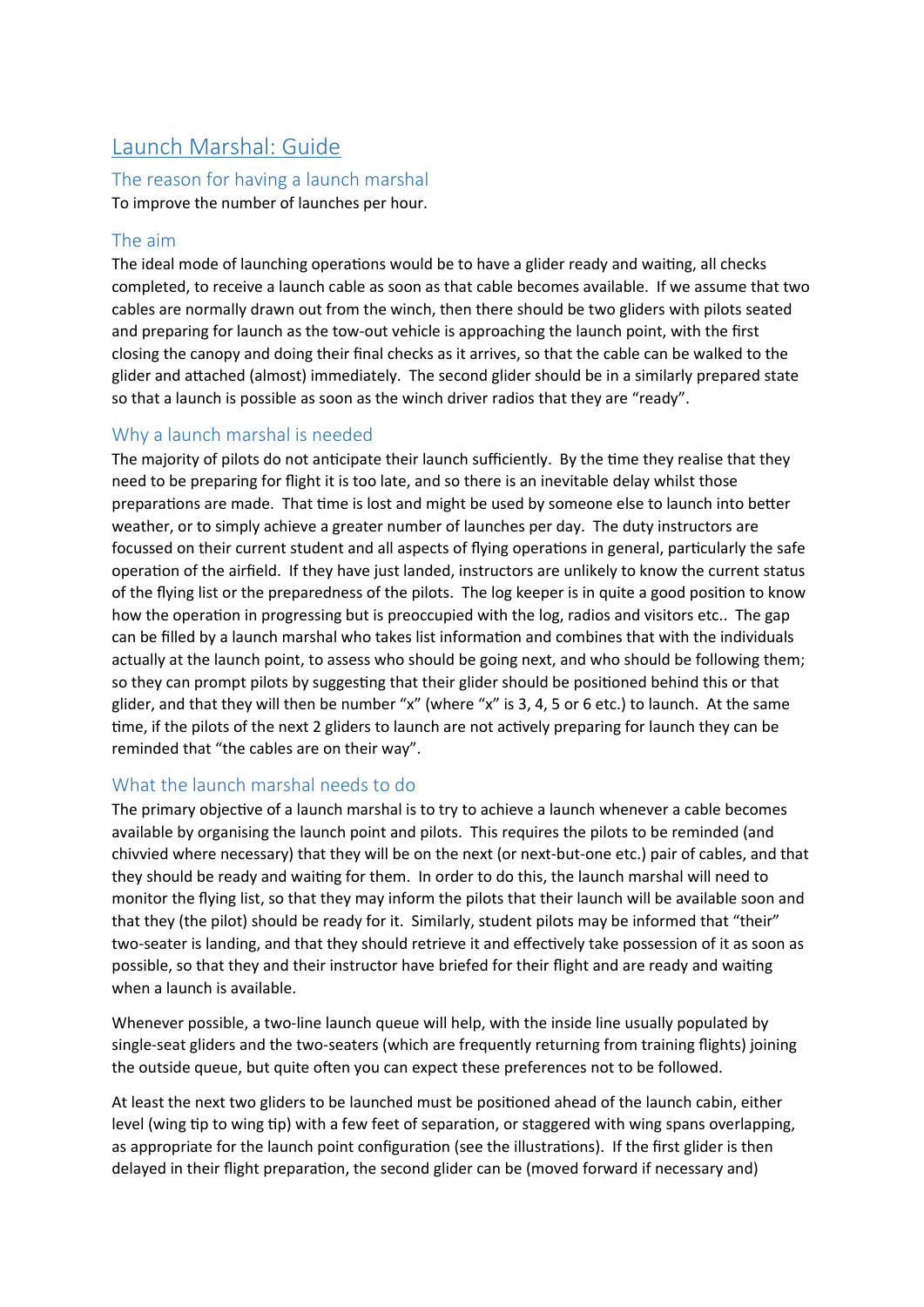# Launch Marshal: Guide

## The reason for having a launch marshal

To improve the number of launches per hour.

## The aim

The ideal mode of launching operations would be to have a glider ready and waiting, all checks completed, to receive a launch cable as soon as that cable becomes available. If we assume that two cables are normally drawn out from the winch, then there should be two gliders with pilots seated and preparing for launch as the tow-out vehicle is approaching the launch point, with the first closing the canopy and doing their final checks as it arrives, so that the cable can be walked to the glider and attached (almost) immediately. The second glider should be in a similarly prepared state so that a launch is possible as soon as the winch driver radios that they are "ready".

## Why a launch marshal is needed

The majority of pilots do not anticipate their launch sufficiently. By the time they realise that they need to be preparing for flight it is too late, and so there is an inevitable delay whilst those preparations are made. That time is lost and might be used by someone else to launch into better weather, or to simply achieve a greater number of launches per day. The duty instructors are focussed on their current student and all aspects of flying operations in general, particularly the safe operation of the airfield. If they have just landed, instructors are unlikely to know the current status of the flying list or the preparedness of the pilots. The log keeper is in quite a good position to know how the operation in progressing but is preoccupied with the log, radios and visitors etc.. The gap can be filled by a launch marshal who takes list information and combines that with the individuals actually at the launch point, to assess who should be going next, and who should be following them; so they can prompt pilots by suggesting that their glider should be positioned behind this or that glider, and that they will then be number "x" (where "x" is 3, 4, 5 or 6 etc.) to launch. At the same time, if the pilots of the next 2 gliders to launch are not actively preparing for launch they can be reminded that "the cables are on their way".

## What the launch marshal needs to do

The primary objective of a launch marshal is to try to achieve a launch whenever a cable becomes available by organising the launch point and pilots. This requires the pilots to be reminded (and chivvied where necessary) that they will be on the next (or next-but-one etc.) pair of cables, and that they should be ready and waiting for them. In order to do this, the launch marshal will need to monitor the flying list, so that they may inform the pilots that their launch will be available soon and that they (the pilot) should be ready for it. Similarly, student pilots may be informed that "their" two-seater is landing, and that they should retrieve it and effectively take possession of it as soon as possible, so that they and their instructor have briefed for their flight and are ready and waiting when a launch is available.

Whenever possible, a two-line launch queue will help, with the inside line usually populated by single-seat gliders and the two-seaters (which are frequently returning from training flights) joining the outside queue, but quite often you can expect these preferences not to be followed.

At least the next two gliders to be launched must be positioned ahead of the launch cabin, either level (wing tip to wing tip) with a few feet of separation, or staggered with wing spans overlapping, as appropriate for the launch point configuration (see the illustrations). If the first glider is then delayed in their flight preparation, the second glider can be (moved forward if necessary and)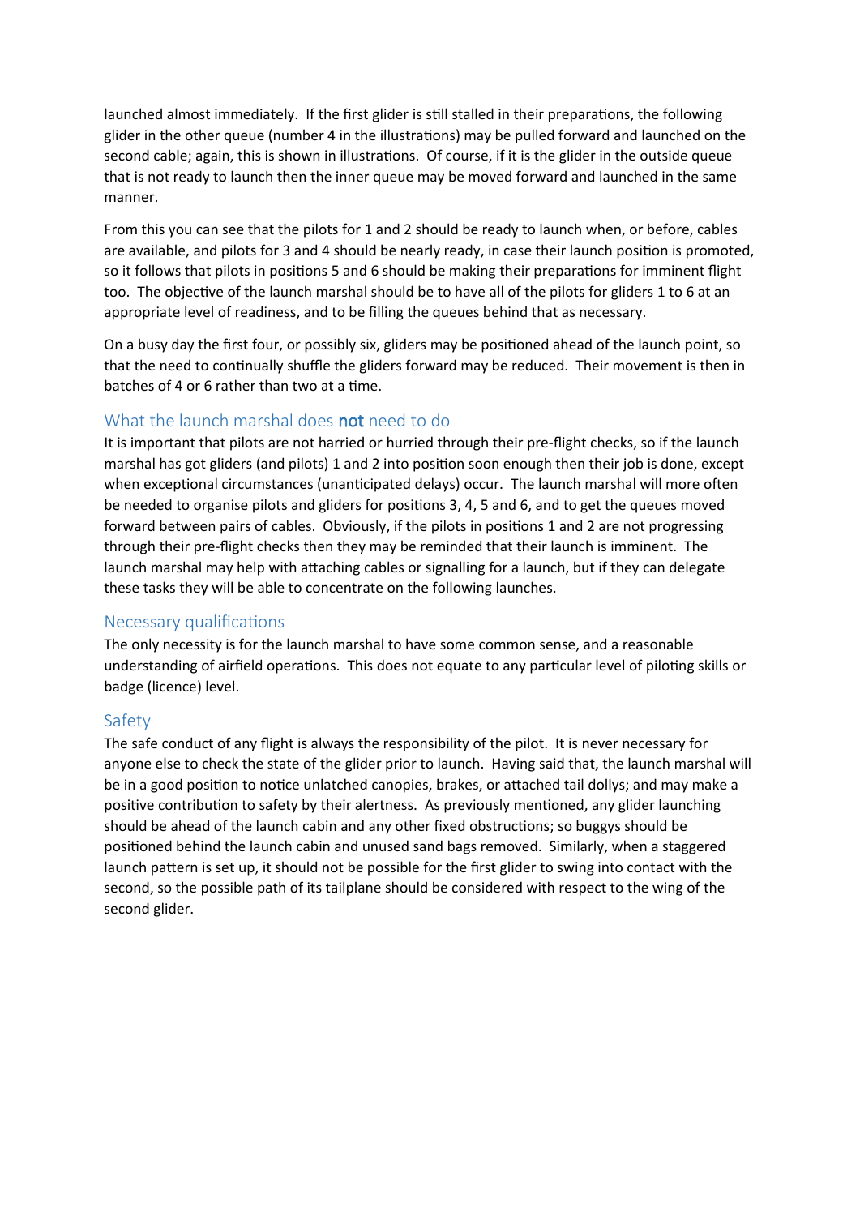launched almost immediately. If the first glider is still stalled in their preparations, the following glider in the other queue (number 4 in the illustrations) may be pulled forward and launched on the second cable; again, this is shown in illustrations. Of course, if it is the glider in the outside queue that is not ready to launch then the inner queue may be moved forward and launched in the same manner.

From this you can see that the pilots for 1 and 2 should be ready to launch when, or before, cables are available, and pilots for 3 and 4 should be nearly ready, in case their launch position is promoted, so it follows that pilots in positions 5 and 6 should be making their preparations for imminent flight too. The objective of the launch marshal should be to have all of the pilots for gliders 1 to 6 at an appropriate level of readiness, and to be filling the queues behind that as necessary.

On a busy day the first four, or possibly six, gliders may be positioned ahead of the launch point, so that the need to continually shuffle the gliders forward may be reduced. Their movement is then in batches of 4 or 6 rather than two at a time.

## What the launch marshal does **not** need to do

It is important that pilots are not harried or hurried through their pre-flight checks, so if the launch marshal has got gliders (and pilots) 1 and 2 into position soon enough then their job is done, except when exceptional circumstances (unanticipated delays) occur. The launch marshal will more often be needed to organise pilots and gliders for positions 3, 4, 5 and 6, and to get the queues moved forward between pairs of cables. Obviously, if the pilots in positions 1 and 2 are not progressing through their pre-flight checks then they may be reminded that their launch is imminent. The launch marshal may help with attaching cables or signalling for a launch, but if they can delegate these tasks they will be able to concentrate on the following launches.

## Necessary qualifications

The only necessity is for the launch marshal to have some common sense, and a reasonable understanding of airfield operations. This does not equate to any particular level of piloting skills or badge (licence) level.

## Safety

The safe conduct of any flight is always the responsibility of the pilot. It is never necessary for anyone else to check the state of the glider prior to launch. Having said that, the launch marshal will be in a good position to notice unlatched canopies, brakes, or attached tail dollys; and may make a positive contribution to safety by their alertness. As previously mentioned, any glider launching should be ahead of the launch cabin and any other fixed obstructions; so buggys should be positioned behind the launch cabin and unused sand bags removed. Similarly, when a staggered launch pattern is set up, it should not be possible for the first glider to swing into contact with the second, so the possible path of its tailplane should be considered with respect to the wing of the second glider.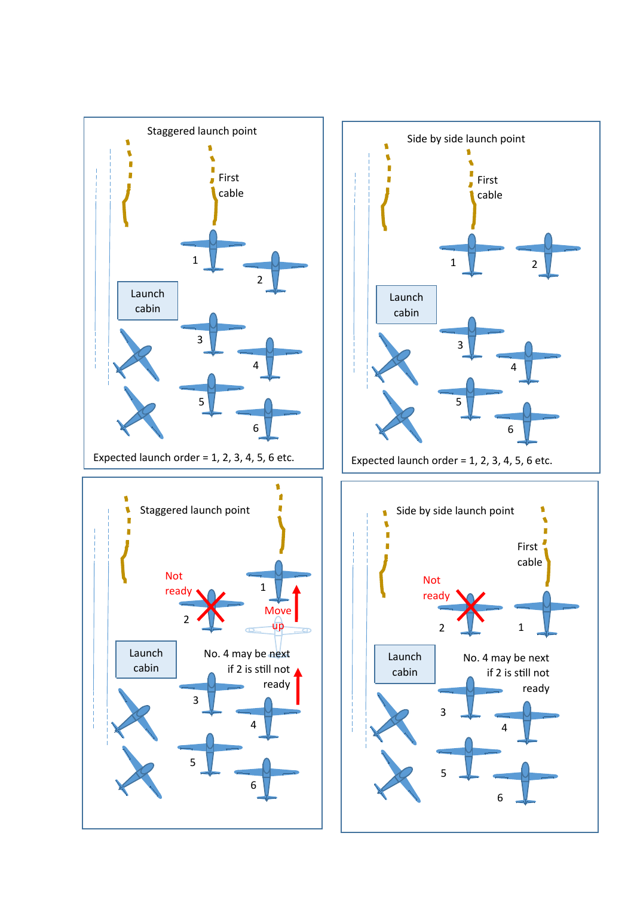Staggered launch point

First cable

1

2

Launch cabin

3

4

5

6

Expected launch order = 1, 2, 3, 4, 5, 6 etc.

Side by side launch point

First cable

1

2

Launch cabin

3

4

5

6

Expected launch order = 1, 2, 3, 4, 5, 6 etc.

Staggered launch point

Not ready

1

2

Move up

Launch cabin

No. 4 may be next if 2 is still not ready

3

4

5

6

Side by side launch point

First cable

Not ready

2

1

Launch cabin

No. 4 may be next if 2 is still not ready

3

4

5

6